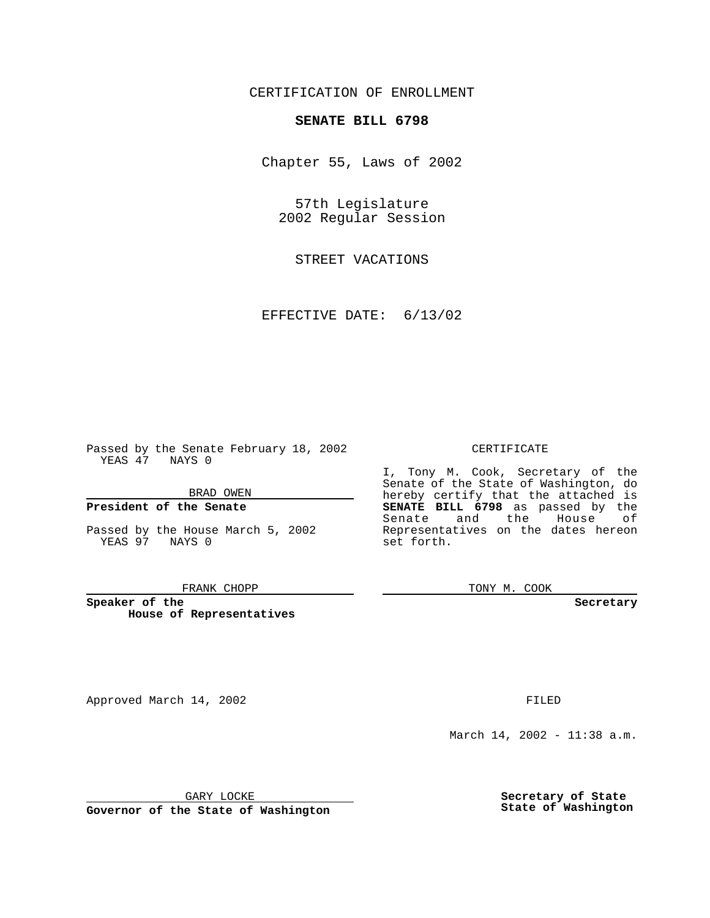CERTIFICATION OF ENROLLMENT

**SENATE BILL 6798**

Chapter 55, Laws of 2002

57th Legislature
2002 Regular Session

STREET VACATIONS

EFFECTIVE DATE: 6/13/02

Passed by the Senate February 18, 2002
YEAS 47 NAYS 0

BRAD OWEN

**President of the Senate**

Passed by the House March 5, 2002
YEAS 97 NAYS 0

FRANK CHOPP

**Speaker of the House of Representatives**

CERTIFICATE

I, Tony M. Cook, Secretary of the Senate of the State of Washington, do hereby certify that the attached is **SENATE BILL 6798** as passed by the Senate and the House of Representatives on the dates hereon set forth.

TONY M. COOK

**Secretary**

Approved March 14, 2002

FILED

March 14, 2002 - 11:38 a.m.

GARY LOCKE

**Governor of the State of Washington**

**Secretary of State**
**State of Washington**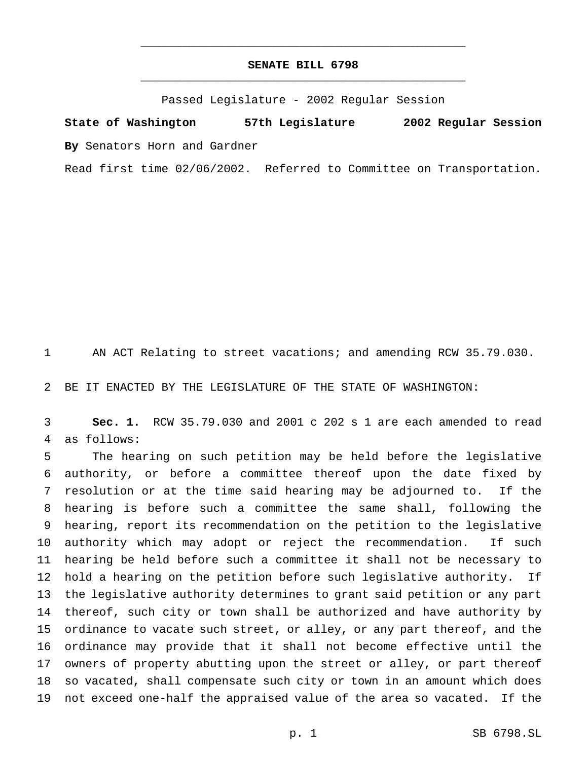# SENATE BILL 6798

Passed Legislature - 2002 Regular Session

**State of Washington 57th Legislature 2002 Regular Session**

**By** Senators Horn and Gardner

Read first time 02/06/2002. Referred to Committee on Transportation.

AN ACT Relating to street vacations; and amending RCW 35.79.030.

BE IT ENACTED BY THE LEGISLATURE OF THE STATE OF WASHINGTON:

**Sec. 1.** RCW 35.79.030 and 2001 c 202 s 1 are each amended to read as follows:

The hearing on such petition may be held before the legislative authority, or before a committee thereof upon the date fixed by resolution or at the time said hearing may be adjourned to. If the hearing is before such a committee the same shall, following the hearing, report its recommendation on the petition to the legislative authority which may adopt or reject the recommendation. If such hearing be held before such a committee it shall not be necessary to hold a hearing on the petition before such legislative authority. If the legislative authority determines to grant said petition or any part thereof, such city or town shall be authorized and have authority by ordinance to vacate such street, or alley, or any part thereof, and the ordinance may provide that it shall not become effective until the owners of property abutting upon the street or alley, or part thereof so vacated, shall compensate such city or town in an amount which does not exceed one-half the appraised value of the area so vacated. If the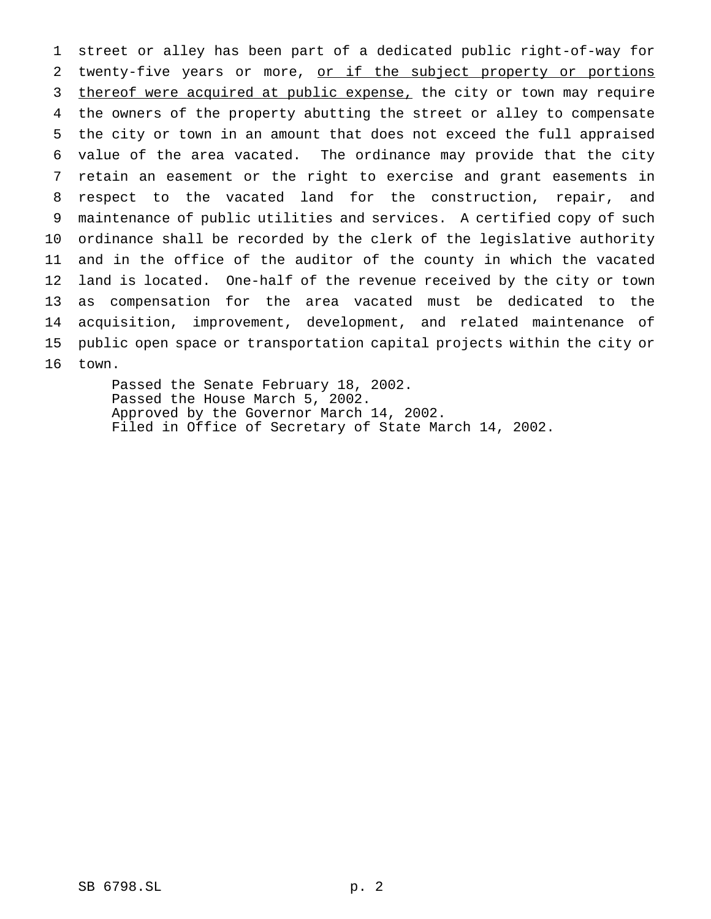street or alley has been part of a dedicated public right-of-way for twenty-five years or more, <u>or if the subject property or portions thereof were acquired at public expense,</u> the city or town may require the owners of the property abutting the street or alley to compensate the city or town in an amount that does not exceed the full appraised value of the area vacated. The ordinance may provide that the city retain an easement or the right to exercise and grant easements in respect to the vacated land for the construction, repair, and maintenance of public utilities and services. A certified copy of such ordinance shall be recorded by the clerk of the legislative authority and in the office of the auditor of the county in which the vacated land is located. One-half of the revenue received by the city or town as compensation for the area vacated must be dedicated to the acquisition, improvement, development, and related maintenance of public open space or transportation capital projects within the city or town.

Passed the Senate February 18, 2002.
Passed the House March 5, 2002.
Approved by the Governor March 14, 2002.
Filed in Office of Secretary of State March 14, 2002.